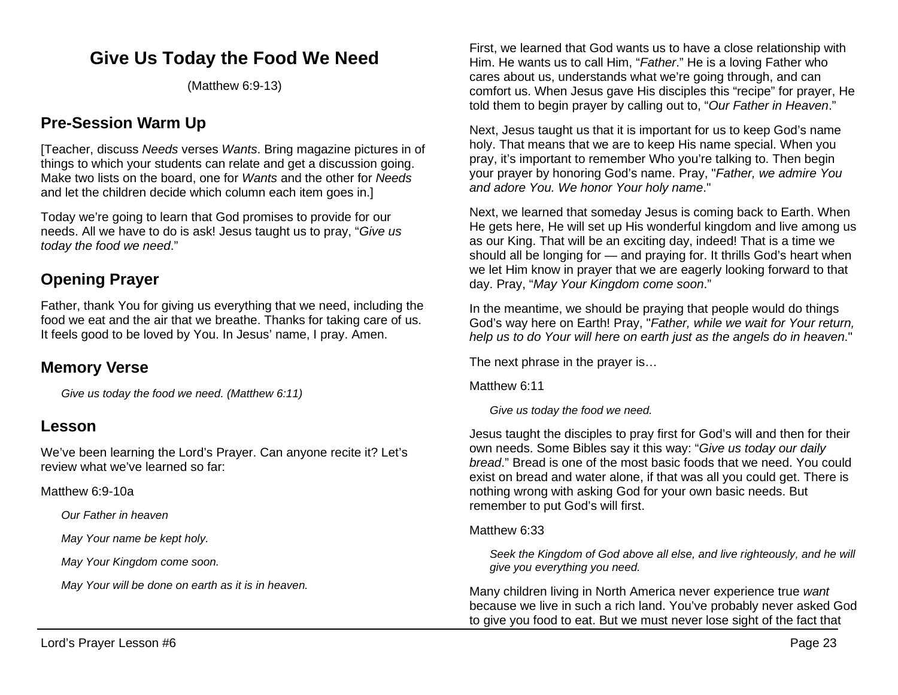# Give Us Today the Food We Need

(Matthew 6:9-13)

## Pre-Session Warm Up

[Teacher, discuss *Needs* verses *Wants*. Bring magazine pictures in of things to which your students can relate and get a discussion going. Make two lists on the board, one for *Wants* and the other for *Needs* and let the children decide which column each item goes in.]

Today we're going to learn that God promises to provide for our needs. All we have to do is ask! Jesus taught us to pray, "*Give us today the food we need*."

## Opening Prayer

Father, thank You for giving us everything that we need, including the food we eat and the air that we breathe. Thanks for taking care of us. It feels good to be loved by You. In Jesus' name, I pray. Amen.

## Memory Verse

> *Give us today the food we need. (Matthew 6:11)*

## Lesson

We've been learning the Lord's Prayer. Can anyone recite it? Let's review what we've learned so far:

Matthew 6:9-10a

> *Our Father in heaven*
>
> *May Your name be kept holy.*
>
> *May Your Kingdom come soon.*
>
> *May Your will be done on earth as it is in heaven.*

First, we learned that God wants us to have a close relationship with Him. He wants us to call Him, "*Father*." He is a loving Father who cares about us, understands what we're going through, and can comfort us. When Jesus gave His disciples this "recipe" for prayer, He told them to begin prayer by calling out to, "*Our Father in Heaven*."

Next, Jesus taught us that it is important for us to keep God's name holy. That means that we are to keep His name special. When you pray, it's important to remember Who you're talking to. Then begin your prayer by honoring God's name. Pray, "*Father, we admire You and adore You. We honor Your holy name*."

Next, we learned that someday Jesus is coming back to Earth. When He gets here, He will set up His wonderful kingdom and live among us as our King. That will be an exciting day, indeed! That is a time we should all be longing for — and praying for. It thrills God's heart when we let Him know in prayer that we are eagerly looking forward to that day. Pray, "*May Your Kingdom come soon*."

In the meantime, we should be praying that people would do things God's way here on Earth! Pray, "*Father, while we wait for Your return, help us to do Your will here on earth just as the angels do in heaven*."

The next phrase in the prayer is…

Matthew 6:11

> *Give us today the food we need.*

Jesus taught the disciples to pray first for God's will and then for their own needs. Some Bibles say it this way: "*Give us today our daily bread*." Bread is one of the most basic foods that we need. You could exist on bread and water alone, if that was all you could get. There is nothing wrong with asking God for your own basic needs. But remember to put God's will first.

Matthew 6:33

> *Seek the Kingdom of God above all else, and live righteously, and he will give you everything you need.*

Many children living in North America never experience true *want* because we live in such a rich land. You've probably never asked God to give you food to eat. But we must never lose sight of the fact that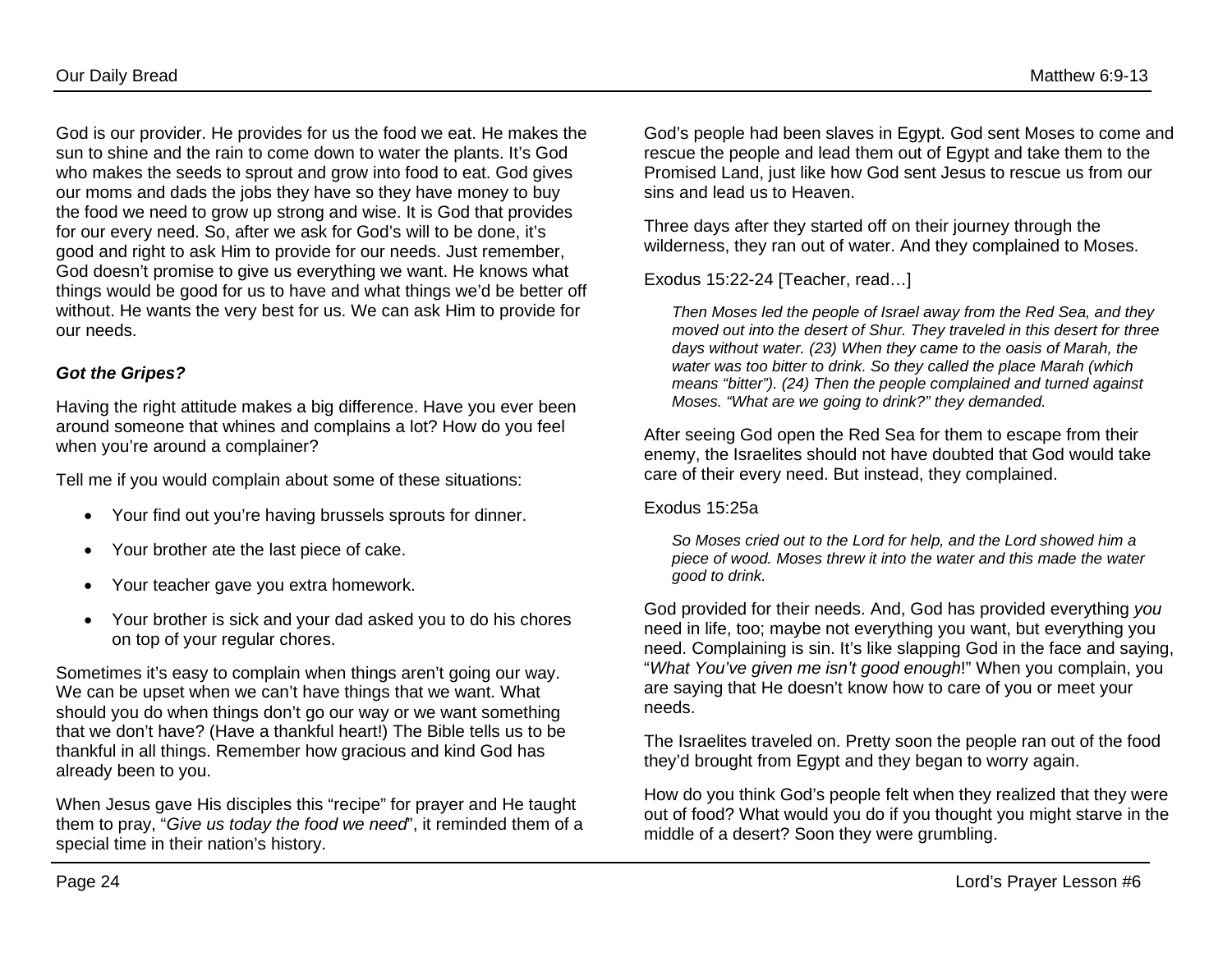God is our provider. He provides for us the food we eat. He makes the sun to shine and the rain to come down to water the plants. It's God who makes the seeds to sprout and grow into food to eat. God gives our moms and dads the jobs they have so they have money to buy the food we need to grow up strong and wise. It is God that provides for our every need. So, after we ask for God's will to be done, it's good and right to ask Him to provide for our needs. Just remember, God doesn't promise to give us everything we want. He knows what things would be good for us to have and what things we'd be better off without. He wants the very best for us. We can ask Him to provide for our needs.

### *Got the Gripes?*

Having the right attitude makes a big difference. Have you ever been around someone that whines and complains a lot? How do you feel when you're around a complainer?

Tell me if you would complain about some of these situations:

- Your find out you're having brussels sprouts for dinner.
- Your brother ate the last piece of cake.
- Your teacher gave you extra homework.
- Your brother is sick and your dad asked you to do his chores on top of your regular chores.

Sometimes it's easy to complain when things aren't going our way. We can be upset when we can't have things that we want. What should you do when things don't go our way or we want something that we don't have? (Have a thankful heart!) The Bible tells us to be thankful in all things. Remember how gracious and kind God has already been to you.

When Jesus gave His disciples this "recipe" for prayer and He taught them to pray, "*Give us today the food we need*", it reminded them of a special time in their nation's history.

God's people had been slaves in Egypt. God sent Moses to come and rescue the people and lead them out of Egypt and take them to the Promised Land, just like how God sent Jesus to rescue us from our sins and lead us to Heaven.

Three days after they started off on their journey through the wilderness, they ran out of water. And they complained to Moses.

Exodus 15:22-24 [Teacher, read…]

> *Then Moses led the people of Israel away from the Red Sea, and they moved out into the desert of Shur. They traveled in this desert for three days without water. (23) When they came to the oasis of Marah, the water was too bitter to drink. So they called the place Marah (which means "bitter"). (24) Then the people complained and turned against Moses. "What are we going to drink?" they demanded.*

After seeing God open the Red Sea for them to escape from their enemy, the Israelites should not have doubted that God would take care of their every need. But instead, they complained.

Exodus 15:25a

> *So Moses cried out to the Lord for help, and the Lord showed him a piece of wood. Moses threw it into the water and this made the water good to drink.*

God provided for their needs. And, God has provided everything *you* need in life, too; maybe not everything you want, but everything you need. Complaining is sin. It's like slapping God in the face and saying, "*What You've given me isn't good enough*!" When you complain, you are saying that He doesn't know how to care of you or meet your needs.

The Israelites traveled on. Pretty soon the people ran out of the food they'd brought from Egypt and they began to worry again.

How do you think God's people felt when they realized that they were out of food? What would you do if you thought you might starve in the middle of a desert? Soon they were grumbling.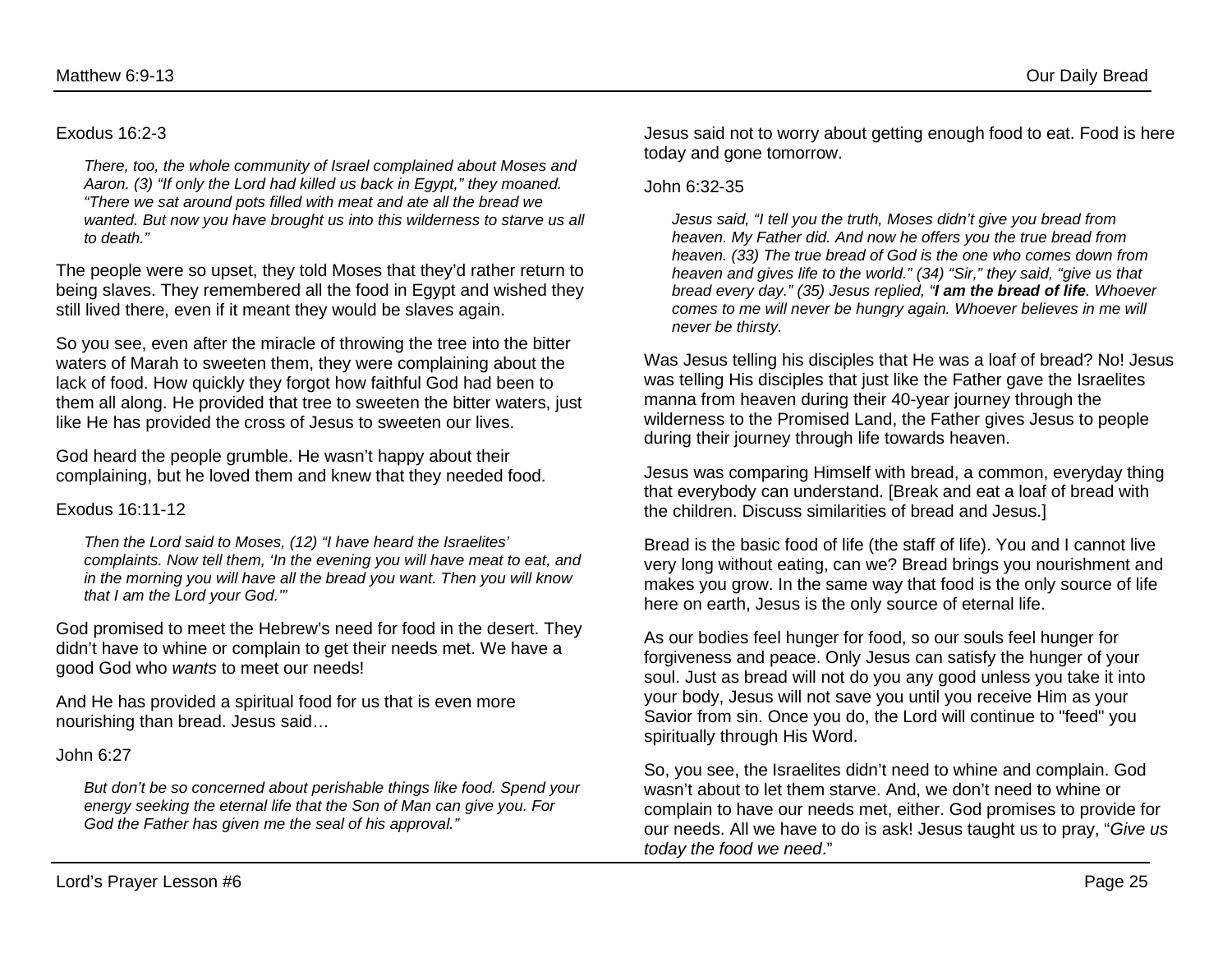Exodus 16:2-3

> *There, too, the whole community of Israel complained about Moses and Aaron. (3) "If only the Lord had killed us back in Egypt," they moaned. "There we sat around pots filled with meat and ate all the bread we wanted. But now you have brought us into this wilderness to starve us all to death."*

The people were so upset, they told Moses that they'd rather return to being slaves. They remembered all the food in Egypt and wished they still lived there, even if it meant they would be slaves again.

So you see, even after the miracle of throwing the tree into the bitter waters of Marah to sweeten them, they were complaining about the lack of food. How quickly they forgot how faithful God had been to them all along. He provided that tree to sweeten the bitter waters, just like He has provided the cross of Jesus to sweeten our lives.

God heard the people grumble. He wasn't happy about their complaining, but he loved them and knew that they needed food.

Exodus 16:11-12

> *Then the Lord said to Moses, (12) "I have heard the Israelites' complaints. Now tell them, 'In the evening you will have meat to eat, and in the morning you will have all the bread you want. Then you will know that I am the Lord your God.'"*

God promised to meet the Hebrew's need for food in the desert. They didn't have to whine or complain to get their needs met. We have a good God who *wants* to meet our needs!

And He has provided a spiritual food for us that is even more nourishing than bread. Jesus said…

John 6:27

> *But don't be so concerned about perishable things like food. Spend your energy seeking the eternal life that the Son of Man can give you. For God the Father has given me the seal of his approval."*

Jesus said not to worry about getting enough food to eat. Food is here today and gone tomorrow.

John 6:32-35

> *Jesus said, "I tell you the truth, Moses didn't give you bread from heaven. My Father did. And now he offers you the true bread from heaven. (33) The true bread of God is the one who comes down from heaven and gives life to the world." (34) "Sir," they said, "give us that bread every day." (35) Jesus replied, "**I am the bread of life**. Whoever comes to me will never be hungry again. Whoever believes in me will never be thirsty.*

Was Jesus telling his disciples that He was a loaf of bread? No! Jesus was telling His disciples that just like the Father gave the Israelites manna from heaven during their 40-year journey through the wilderness to the Promised Land, the Father gives Jesus to people during their journey through life towards heaven.

Jesus was comparing Himself with bread, a common, everyday thing that everybody can understand. [Break and eat a loaf of bread with the children. Discuss similarities of bread and Jesus.]

Bread is the basic food of life (the staff of life). You and I cannot live very long without eating, can we? Bread brings you nourishment and makes you grow. In the same way that food is the only source of life here on earth, Jesus is the only source of eternal life.

As our bodies feel hunger for food, so our souls feel hunger for forgiveness and peace. Only Jesus can satisfy the hunger of your soul. Just as bread will not do you any good unless you take it into your body, Jesus will not save you until you receive Him as your Savior from sin. Once you do, the Lord will continue to "feed" you spiritually through His Word.

So, you see, the Israelites didn't need to whine and complain. God wasn't about to let them starve. And, we don't need to whine or complain to have our needs met, either. God promises to provide for our needs. All we have to do is ask! Jesus taught us to pray, "*Give us today the food we need*."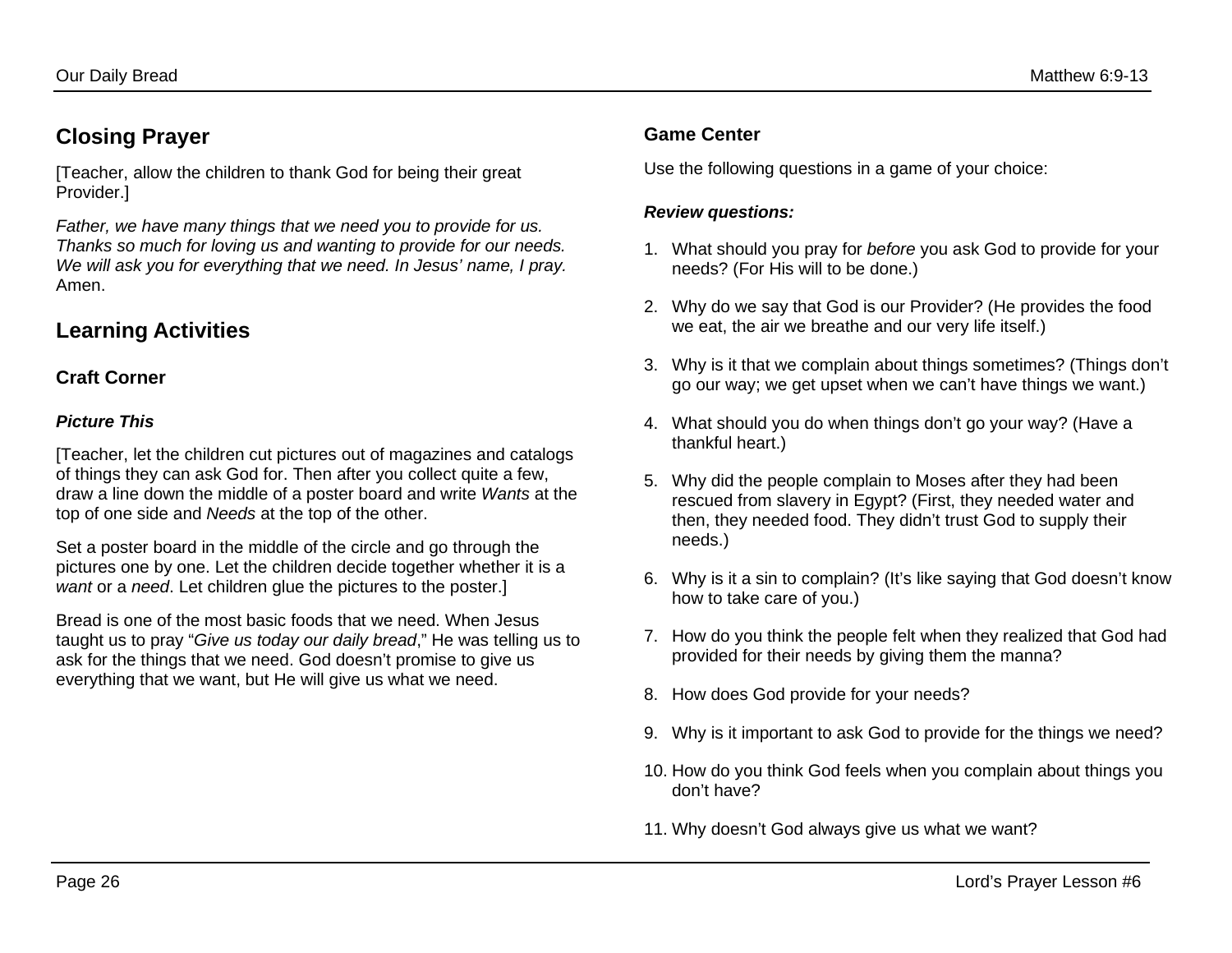## Closing Prayer

[Teacher, allow the children to thank God for being their great Provider.]

*Father, we have many things that we need you to provide for us. Thanks so much for loving us and wanting to provide for our needs. We will ask you for everything that we need. In Jesus' name, I pray.* Amen.

## Learning Activities

### Craft Corner

***Picture This***

[Teacher, let the children cut pictures out of magazines and catalogs of things they can ask God for. Then after you collect quite a few, draw a line down the middle of a poster board and write *Wants* at the top of one side and *Needs* at the top of the other.

Set a poster board in the middle of the circle and go through the pictures one by one. Let the children decide together whether it is a *want* or a *need*. Let children glue the pictures to the poster.]

Bread is one of the most basic foods that we need. When Jesus taught us to pray "*Give us today our daily bread*," He was telling us to ask for the things that we need. God doesn't promise to give us everything that we want, but He will give us what we need.

### Game Center

Use the following questions in a game of your choice:

***Review questions:***

1. What should you pray for *before* you ask God to provide for your needs? (For His will to be done.)
2. Why do we say that God is our Provider? (He provides the food we eat, the air we breathe and our very life itself.)
3. Why is it that we complain about things sometimes? (Things don't go our way; we get upset when we can't have things we want.)
4. What should you do when things don't go your way? (Have a thankful heart.)
5. Why did the people complain to Moses after they had been rescued from slavery in Egypt? (First, they needed water and then, they needed food. They didn't trust God to supply their needs.)
6. Why is it a sin to complain? (It's like saying that God doesn't know how to take care of you.)
7. How do you think the people felt when they realized that God had provided for their needs by giving them the manna?
8. How does God provide for your needs?
9. Why is it important to ask God to provide for the things we need?
10. How do you think God feels when you complain about things you don't have?
11. Why doesn't God always give us what we want?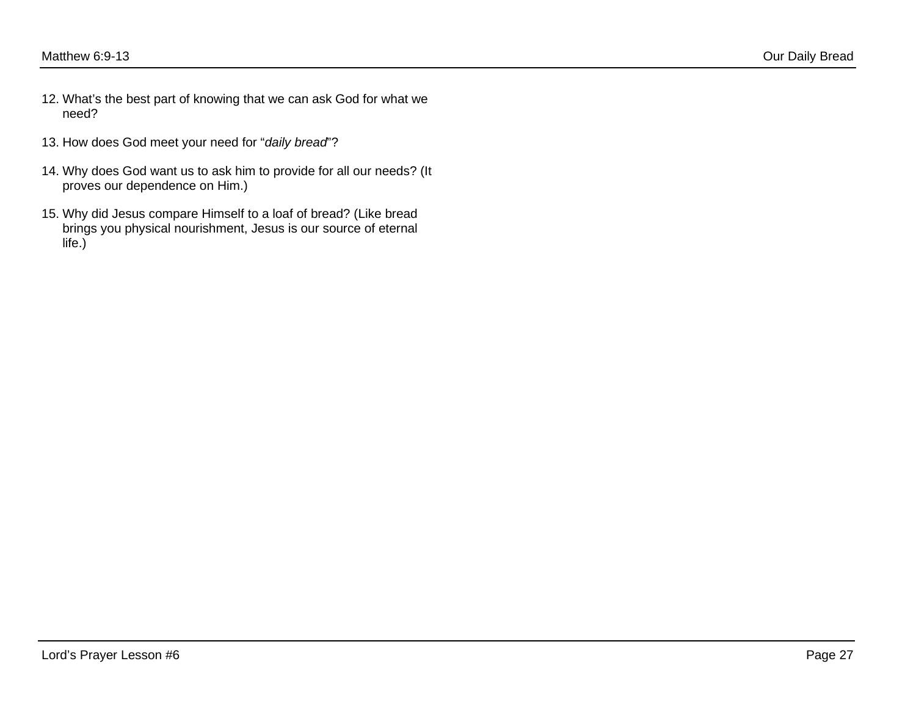12. What’s the best part of knowing that we can ask God for what we need?

13. How does God meet your need for “*daily bread*”?

14. Why does God want us to ask him to provide for all our needs? (It proves our dependence on Him.)

15. Why did Jesus compare Himself to a loaf of bread? (Like bread brings you physical nourishment, Jesus is our source of eternal life.)